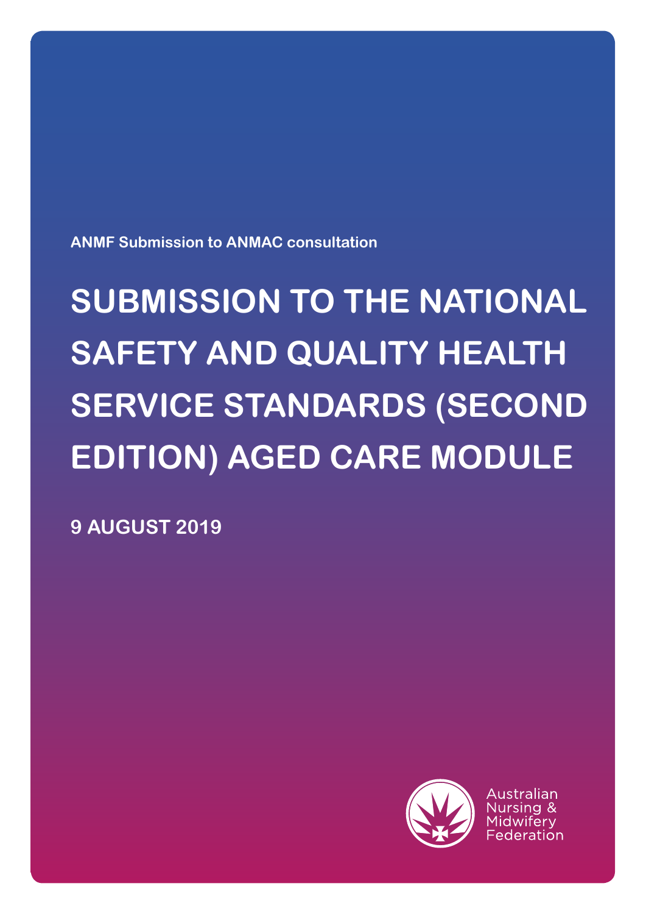ANMF Submission to ANMAC consultation

# SUBMISSION TO THE NATIONAL SAFETY AND QUALITY HEALTH SERVICE STANDARDS (SECOND EDITION) AGED CARE MODULE

**9 AUGUST 2019**

Australian Nursing & Midwifery Federation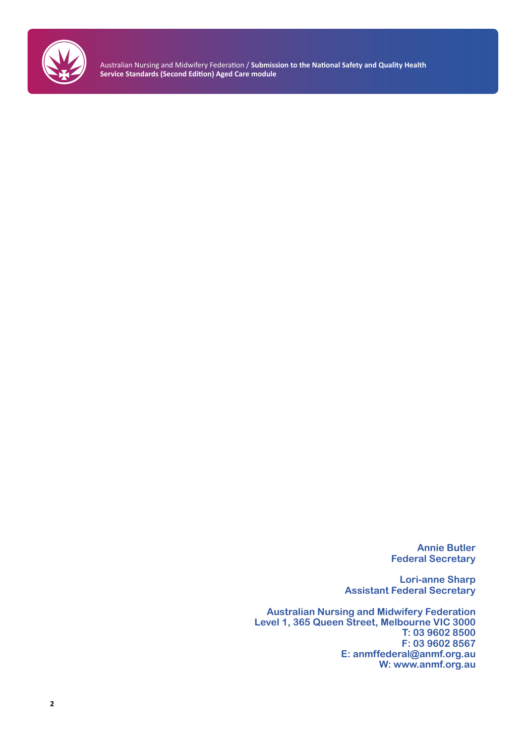**Annie Butler**
**Federal Secretary**

**Lori-anne Sharp**
**Assistant Federal Secretary**

**Australian Nursing and Midwifery Federation**
**Level 1, 365 Queen Street, Melbourne VIC 3000**
**T: 03 9602 8500**
**F: 03 9602 8567**
**E: anmffederal@anmf.org.au**
**W: www.anmf.org.au**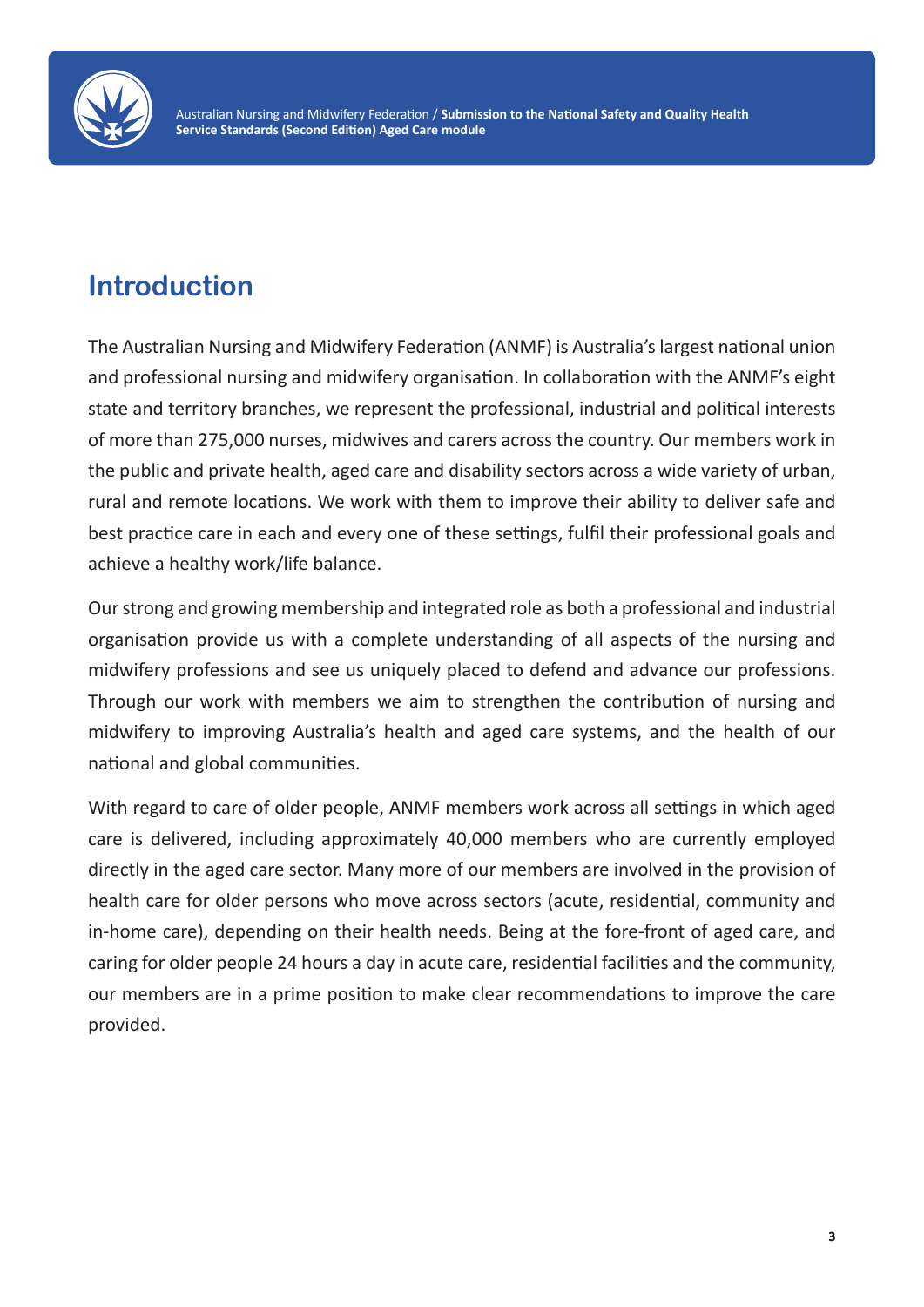## Introduction

The Australian Nursing and Midwifery Federation (ANMF) is Australia's largest national union and professional nursing and midwifery organisation. In collaboration with the ANMF's eight state and territory branches, we represent the professional, industrial and political interests of more than 275,000 nurses, midwives and carers across the country. Our members work in the public and private health, aged care and disability sectors across a wide variety of urban, rural and remote locations. We work with them to improve their ability to deliver safe and best practice care in each and every one of these settings, fulfil their professional goals and achieve a healthy work/life balance.

Our strong and growing membership and integrated role as both a professional and industrial organisation provide us with a complete understanding of all aspects of the nursing and midwifery professions and see us uniquely placed to defend and advance our professions. Through our work with members we aim to strengthen the contribution of nursing and midwifery to improving Australia's health and aged care systems, and the health of our national and global communities.

With regard to care of older people, ANMF members work across all settings in which aged care is delivered, including approximately 40,000 members who are currently employed directly in the aged care sector. Many more of our members are involved in the provision of health care for older persons who move across sectors (acute, residential, community and in-home care), depending on their health needs. Being at the fore-front of aged care, and caring for older people 24 hours a day in acute care, residential facilities and the community, our members are in a prime position to make clear recommendations to improve the care provided.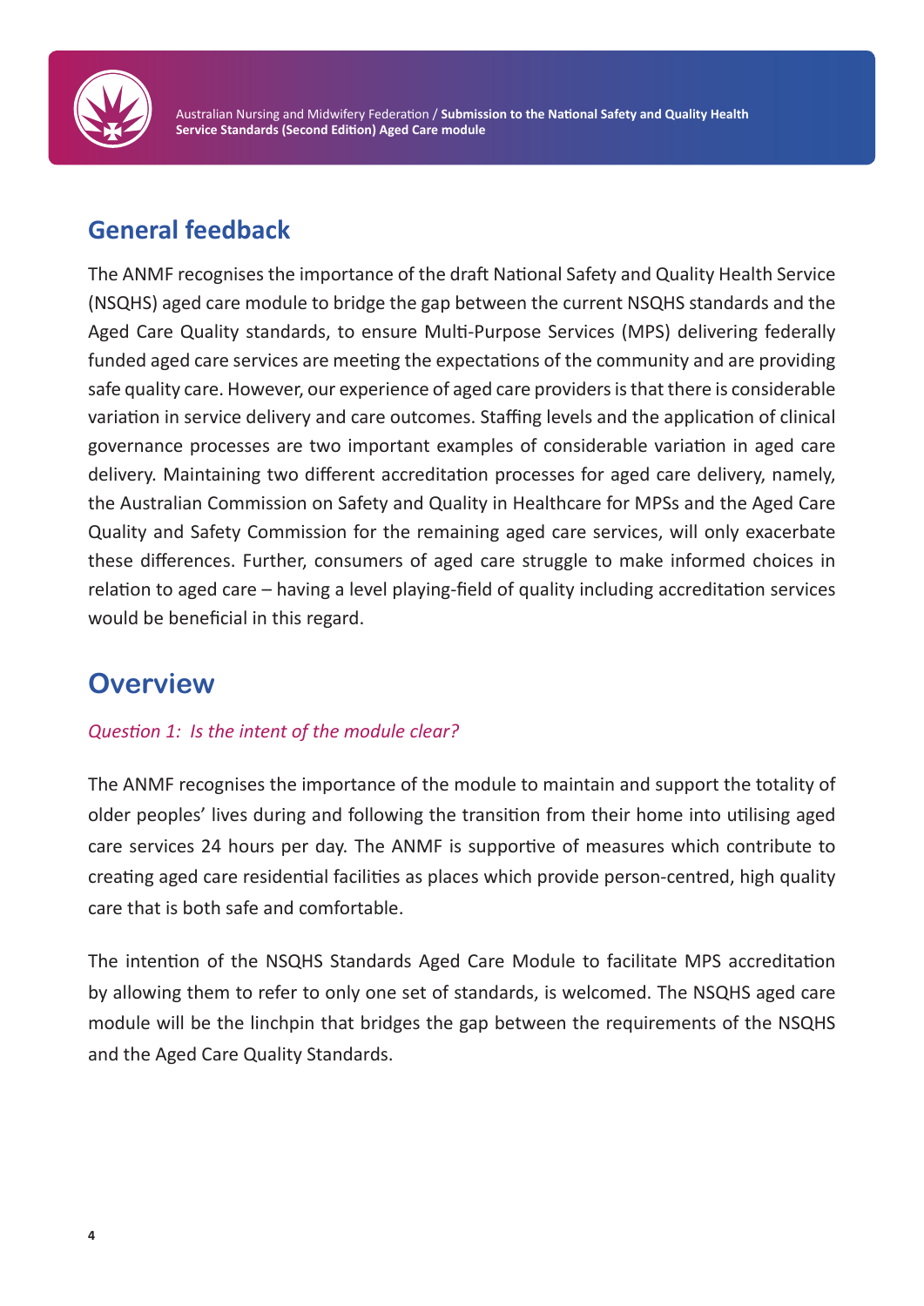## General feedback

The ANMF recognises the importance of the draft National Safety and Quality Health Service (NSQHS) aged care module to bridge the gap between the current NSQHS standards and the Aged Care Quality standards, to ensure Multi-Purpose Services (MPS) delivering federally funded aged care services are meeting the expectations of the community and are providing safe quality care. However, our experience of aged care providers is that there is considerable variation in service delivery and care outcomes. Staffing levels and the application of clinical governance processes are two important examples of considerable variation in aged care delivery. Maintaining two different accreditation processes for aged care delivery, namely, the Australian Commission on Safety and Quality in Healthcare for MPSs and the Aged Care Quality and Safety Commission for the remaining aged care services, will only exacerbate these differences. Further, consumers of aged care struggle to make informed choices in relation to aged care – having a level playing-field of quality including accreditation services would be beneficial in this regard.

## Overview

*Question 1: Is the intent of the module clear?*

The ANMF recognises the importance of the module to maintain and support the totality of older peoples' lives during and following the transition from their home into utilising aged care services 24 hours per day. The ANMF is supportive of measures which contribute to creating aged care residential facilities as places which provide person-centred, high quality care that is both safe and comfortable.

The intention of the NSQHS Standards Aged Care Module to facilitate MPS accreditation by allowing them to refer to only one set of standards, is welcomed. The NSQHS aged care module will be the linchpin that bridges the gap between the requirements of the NSQHS and the Aged Care Quality Standards.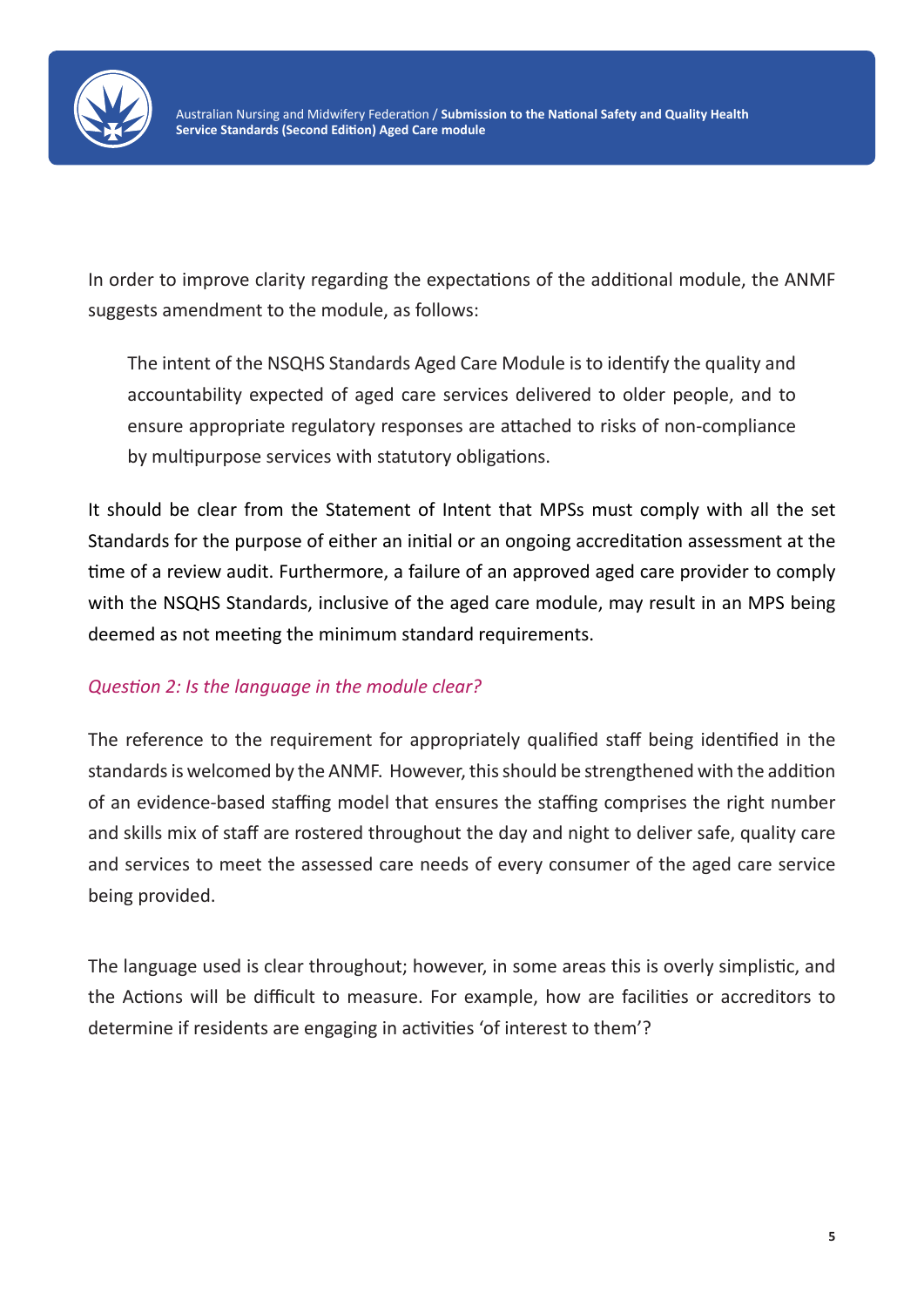In order to improve clarity regarding the expectations of the additional module, the ANMF suggests amendment to the module, as follows:

> The intent of the NSQHS Standards Aged Care Module is to identify the quality and accountability expected of aged care services delivered to older people, and to ensure appropriate regulatory responses are attached to risks of non-compliance by multipurpose services with statutory obligations.

It should be clear from the Statement of Intent that MPSs must comply with all the set Standards for the purpose of either an initial or an ongoing accreditation assessment at the time of a review audit. Furthermore, a failure of an approved aged care provider to comply with the NSQHS Standards, inclusive of the aged care module, may result in an MPS being deemed as not meeting the minimum standard requirements.

### *Question 2: Is the language in the module clear?*

The reference to the requirement for appropriately qualified staff being identified in the standards is welcomed by the ANMF. However, this should be strengthened with the addition of an evidence-based staffing model that ensures the staffing comprises the right number and skills mix of staff are rostered throughout the day and night to deliver safe, quality care and services to meet the assessed care needs of every consumer of the aged care service being provided.

The language used is clear throughout; however, in some areas this is overly simplistic, and the Actions will be difficult to measure. For example, how are facilities or accreditors to determine if residents are engaging in activities 'of interest to them'?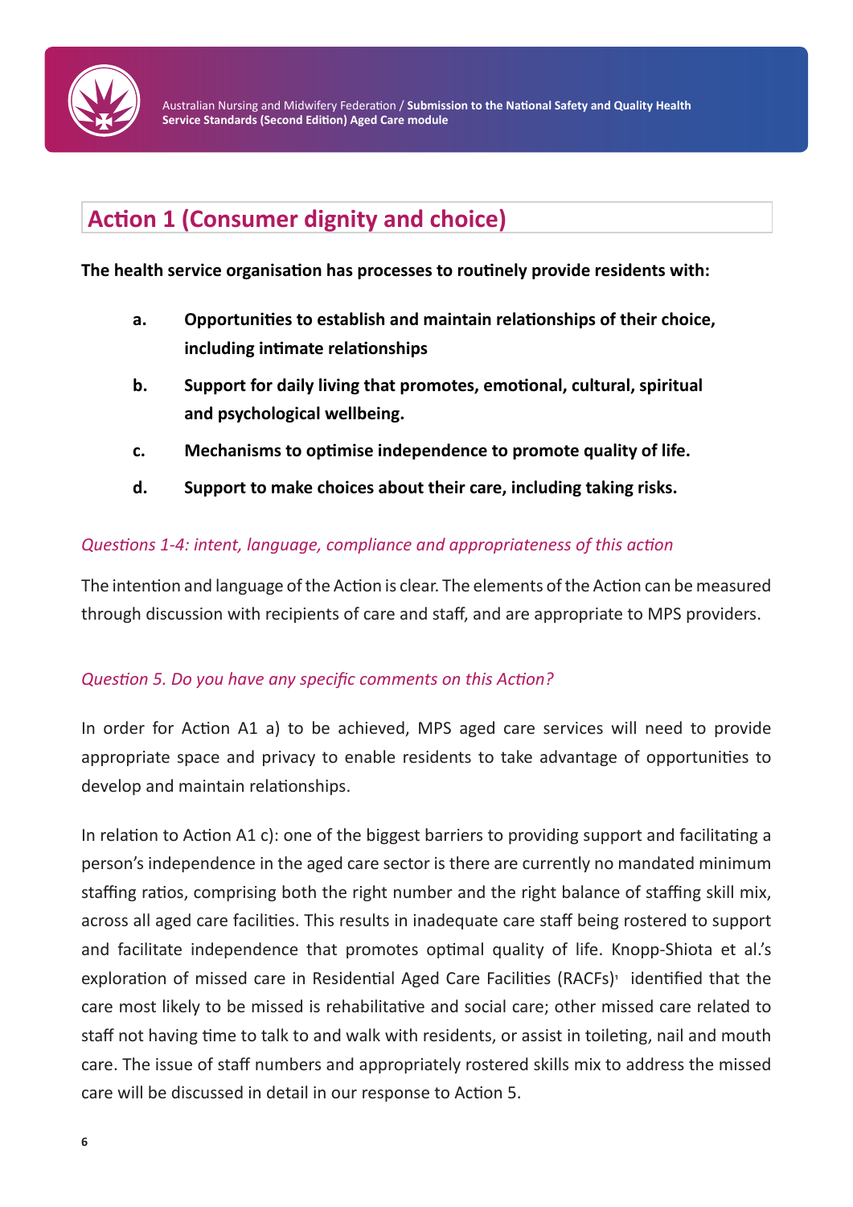## Action 1 (Consumer dignity and choice)

**The health service organisation has processes to routinely provide residents with:**

- **a.** **Opportunities to establish and maintain relationships of their choice, including intimate relationships**
- **b.** **Support for daily living that promotes, emotional, cultural, spiritual and psychological wellbeing.**
- **c.** **Mechanisms to optimise independence to promote quality of life.**
- **d.** **Support to make choices about their care, including taking risks.**

*Questions 1-4: intent, language, compliance and appropriateness of this action*

The intention and language of the Action is clear. The elements of the Action can be measured through discussion with recipients of care and staff, and are appropriate to MPS providers.

*Question 5. Do you have any specific comments on this Action?*

In order for Action A1 a) to be achieved, MPS aged care services will need to provide appropriate space and privacy to enable residents to take advantage of opportunities to develop and maintain relationships.

In relation to Action A1 c): one of the biggest barriers to providing support and facilitating a person's independence in the aged care sector is there are currently no mandated minimum staffing ratios, comprising both the right number and the right balance of staffing skill mix, across all aged care facilities. This results in inadequate care staff being rostered to support and facilitate independence that promotes optimal quality of life. Knopp-Shiota et al.'s exploration of missed care in Residential Aged Care Facilities (RACFs)[1] identified that the care most likely to be missed is rehabilitative and social care; other missed care related to staff not having time to talk to and walk with residents, or assist in toileting, nail and mouth care. The issue of staff numbers and appropriately rostered skills mix to address the missed care will be discussed in detail in our response to Action 5.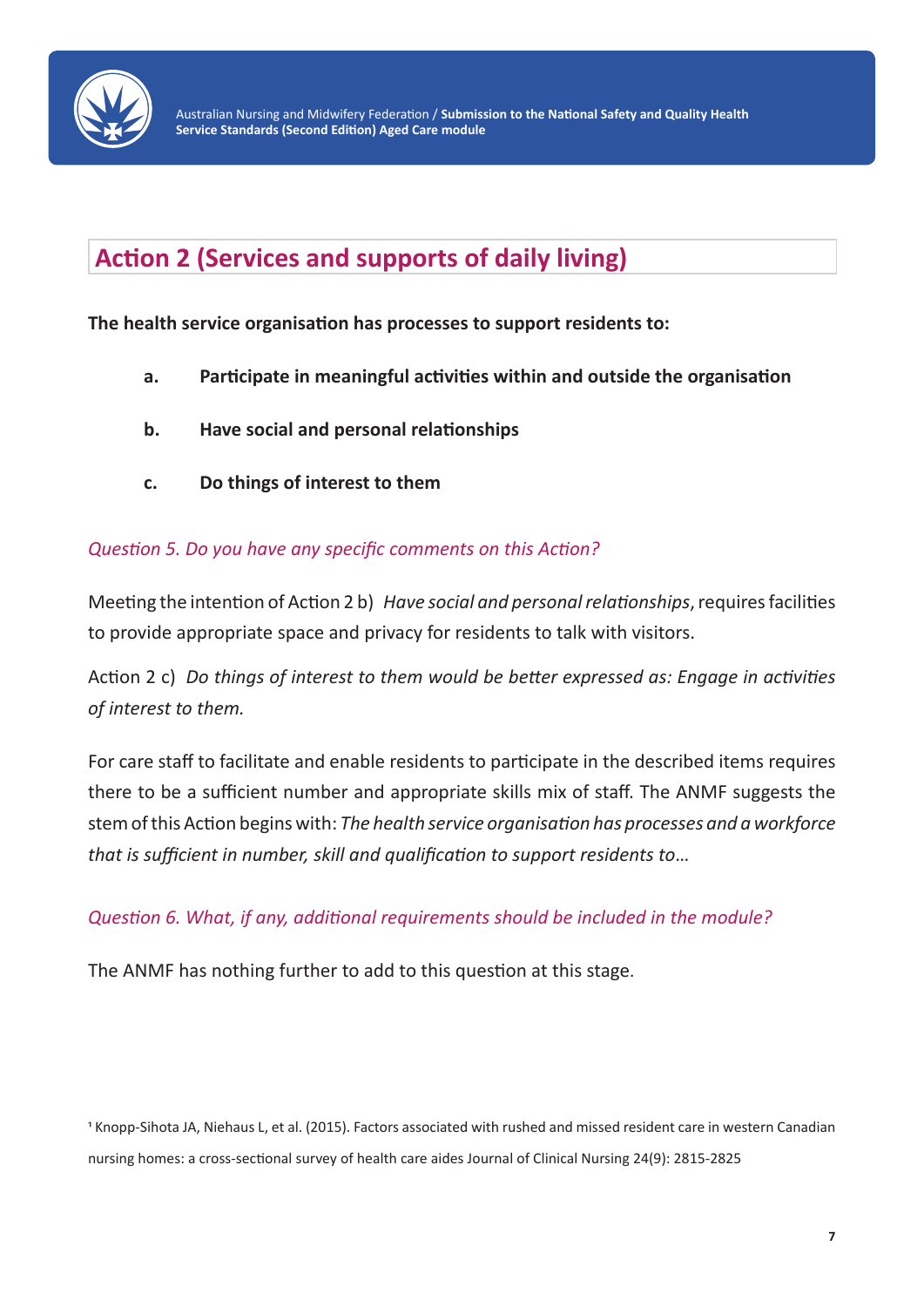## Action 2 (Services and supports of daily living)

**The health service organisation has processes to support residents to:**

- **a. Participate in meaningful activities within and outside the organisation**
- **b. Have social and personal relationships**
- **c. Do things of interest to them**

*Question 5. Do you have any specific comments on this Action?*

Meeting the intention of Action 2 b) *Have social and personal relationships*, requires facilities to provide appropriate space and privacy for residents to talk with visitors.

Action 2 c) *Do things of interest to them would be better expressed as: Engage in activities of interest to them.*

For care staff to facilitate and enable residents to participate in the described items requires there to be a sufficient number and appropriate skills mix of staff. The ANMF suggests the stem of this Action begins with: *The health service organisation has processes and a workforce that is sufficient in number, skill and qualification to support residents to*…

*Question 6. What, if any, additional requirements should be included in the module?*

The ANMF has nothing further to add to this question at this stage.

[1] Knopp-Sihota JA, Niehaus L, et al. (2015). Factors associated with rushed and missed resident care in western Canadian nursing homes: a cross-sectional survey of health care aides Journal of Clinical Nursing 24(9): 2815-2825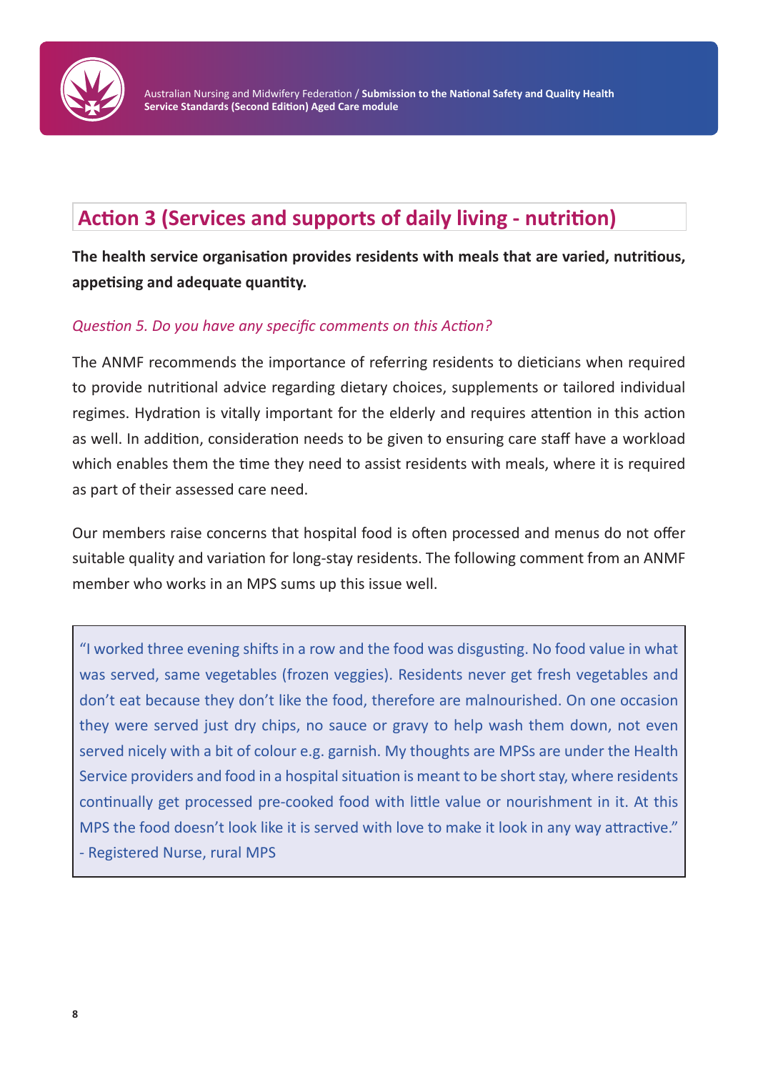## Action 3 (Services and supports of daily living - nutrition)

**The health service organisation provides residents with meals that are varied, nutritious, appetising and adequate quantity.**

*Question 5. Do you have any specific comments on this Action?*

The ANMF recommends the importance of referring residents to dieticians when required to provide nutritional advice regarding dietary choices, supplements or tailored individual regimes. Hydration is vitally important for the elderly and requires attention in this action as well. In addition, consideration needs to be given to ensuring care staff have a workload which enables them the time they need to assist residents with meals, where it is required as part of their assessed care need.

Our members raise concerns that hospital food is often processed and menus do not offer suitable quality and variation for long-stay residents. The following comment from an ANMF member who works in an MPS sums up this issue well.

> "I worked three evening shifts in a row and the food was disgusting. No food value in what was served, same vegetables (frozen veggies). Residents never get fresh vegetables and don't eat because they don't like the food, therefore are malnourished. On one occasion they were served just dry chips, no sauce or gravy to help wash them down, not even served nicely with a bit of colour e.g. garnish. My thoughts are MPSs are under the Health Service providers and food in a hospital situation is meant to be short stay, where residents continually get processed pre-cooked food with little value or nourishment in it. At this MPS the food doesn't look like it is served with love to make it look in any way attractive."
> - Registered Nurse, rural MPS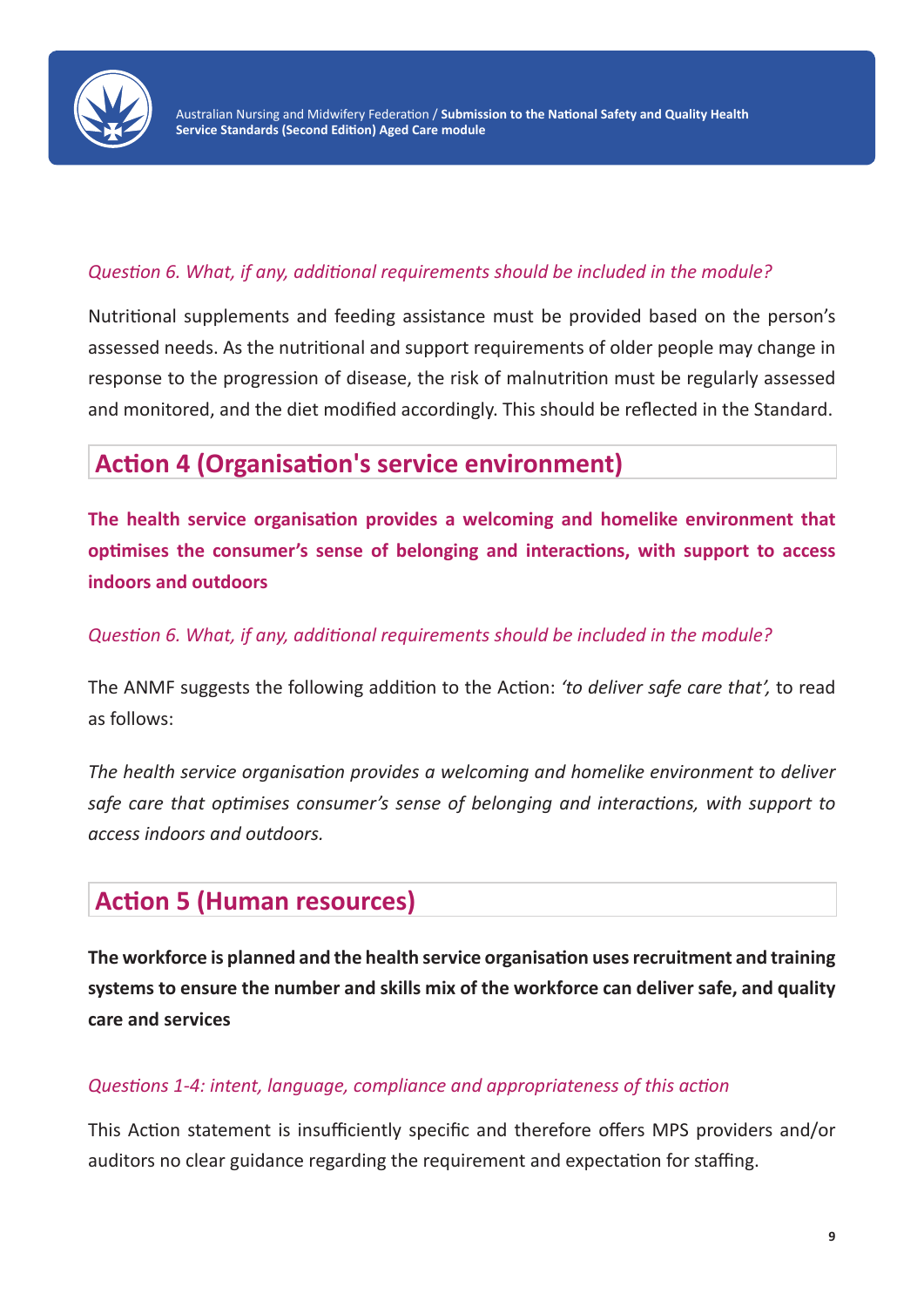*Question 6. What, if any, additional requirements should be included in the module?*

Nutritional supplements and feeding assistance must be provided based on the person's assessed needs. As the nutritional and support requirements of older people may change in response to the progression of disease, the risk of malnutrition must be regularly assessed and monitored, and the diet modified accordingly. This should be reflected in the Standard.

## Action 4 (Organisation's service environment)

**The health service organisation provides a welcoming and homelike environment that optimises the consumer's sense of belonging and interactions, with support to access indoors and outdoors**

*Question 6. What, if any, additional requirements should be included in the module?*

The ANMF suggests the following addition to the Action: *'to deliver safe care that',* to read as follows:

*The health service organisation provides a welcoming and homelike environment to deliver safe care that optimises consumer's sense of belonging and interactions, with support to access indoors and outdoors.*

## Action 5 (Human resources)

**The workforce is planned and the health service organisation uses recruitment and training systems to ensure the number and skills mix of the workforce can deliver safe, and quality care and services**

*Questions 1-4: intent, language, compliance and appropriateness of this action*

This Action statement is insufficiently specific and therefore offers MPS providers and/or auditors no clear guidance regarding the requirement and expectation for staffing.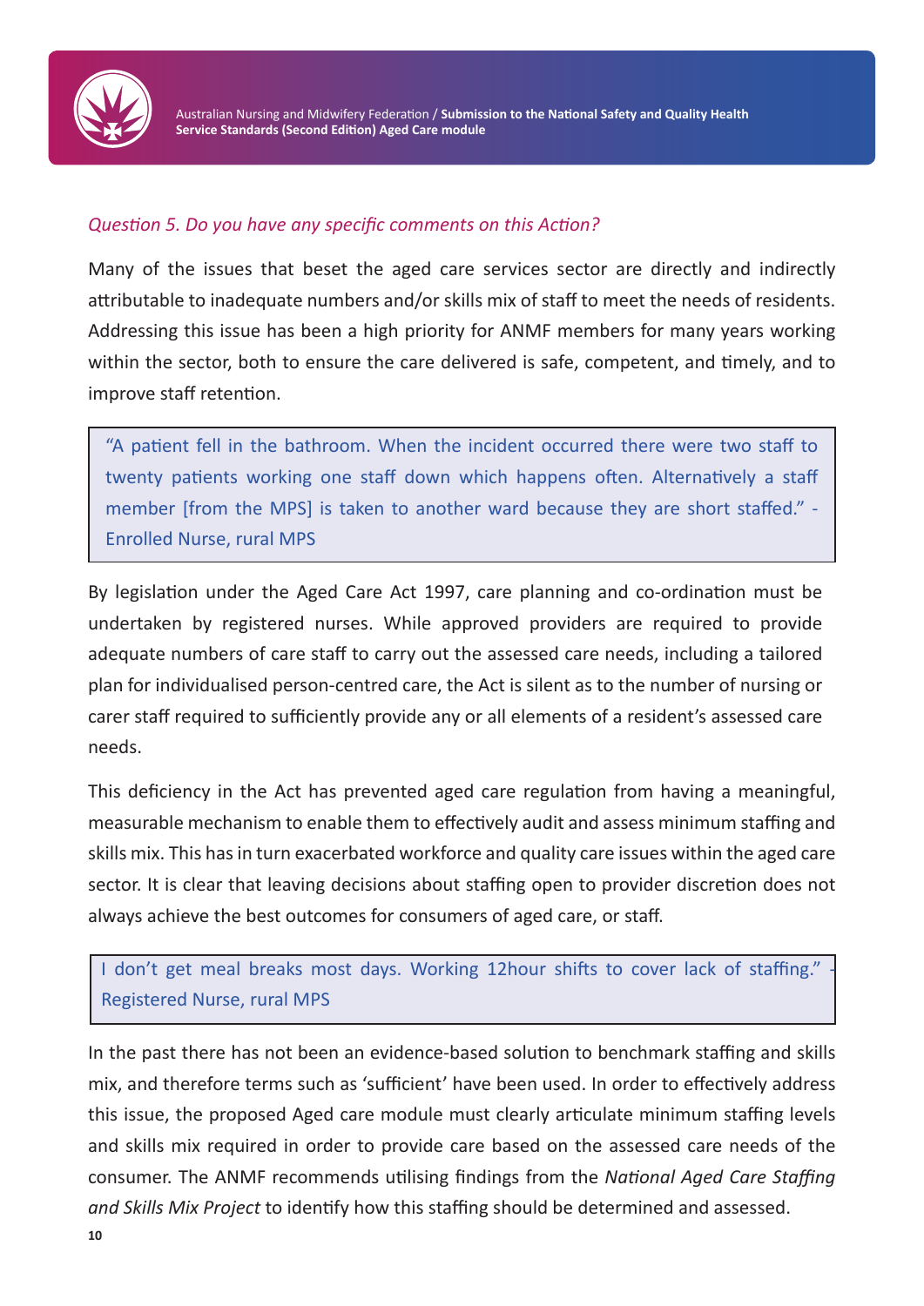*Question 5. Do you have any specific comments on this Action?*

Many of the issues that beset the aged care services sector are directly and indirectly attributable to inadequate numbers and/or skills mix of staff to meet the needs of residents. Addressing this issue has been a high priority for ANMF members for many years working within the sector, both to ensure the care delivered is safe, competent, and timely, and to improve staff retention.

> "A patient fell in the bathroom. When the incident occurred there were two staff to twenty patients working one staff down which happens often. Alternatively a staff member [from the MPS] is taken to another ward because they are short staffed." - Enrolled Nurse, rural MPS

By legislation under the Aged Care Act 1997, care planning and co-ordination must be undertaken by registered nurses. While approved providers are required to provide adequate numbers of care staff to carry out the assessed care needs, including a tailored plan for individualised person-centred care, the Act is silent as to the number of nursing or carer staff required to sufficiently provide any or all elements of a resident's assessed care needs.

This deficiency in the Act has prevented aged care regulation from having a meaningful, measurable mechanism to enable them to effectively audit and assess minimum staffing and skills mix. This has in turn exacerbated workforce and quality care issues within the aged care sector. It is clear that leaving decisions about staffing open to provider discretion does not always achieve the best outcomes for consumers of aged care, or staff.

> I don't get meal breaks most days. Working 12hour shifts to cover lack of staffing." - Registered Nurse, rural MPS

In the past there has not been an evidence-based solution to benchmark staffing and skills mix, and therefore terms such as 'sufficient' have been used. In order to effectively address this issue, the proposed Aged care module must clearly articulate minimum staffing levels and skills mix required in order to provide care based on the assessed care needs of the consumer. The ANMF recommends utilising findings from the *National Aged Care Staffing and Skills Mix Project* to identify how this staffing should be determined and assessed.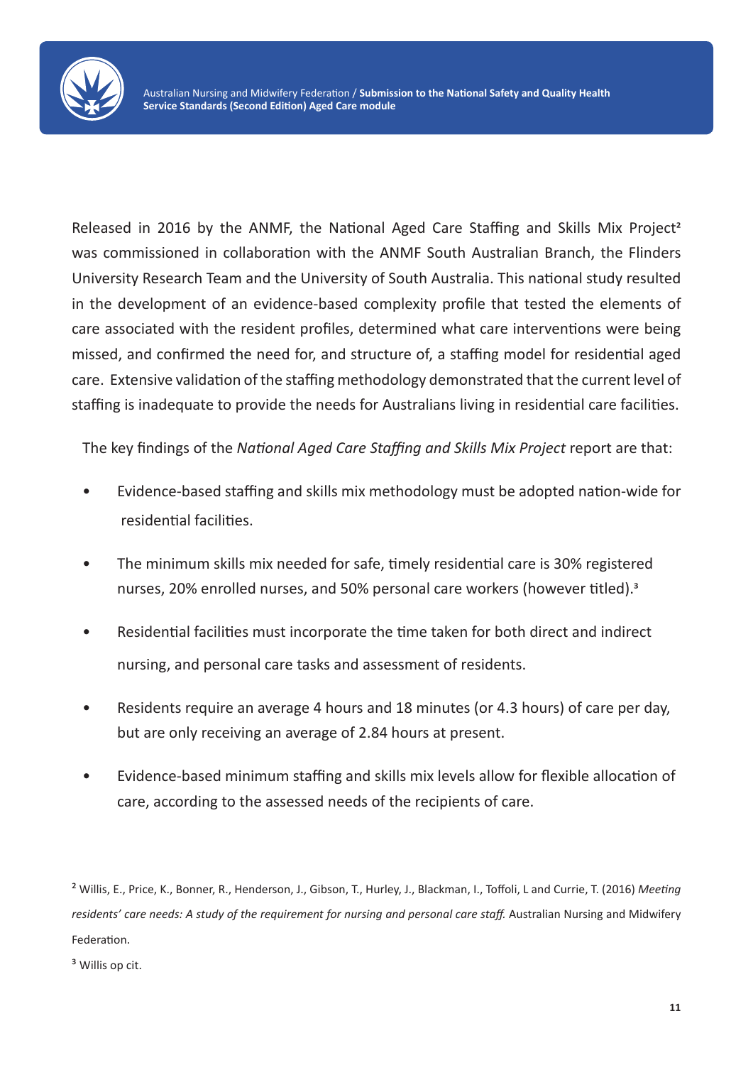Released in 2016 by the ANMF, the National Aged Care Staffing and Skills Mix Project[2] was commissioned in collaboration with the ANMF South Australian Branch, the Flinders University Research Team and the University of South Australia. This national study resulted in the development of an evidence-based complexity profile that tested the elements of care associated with the resident profiles, determined what care interventions were being missed, and confirmed the need for, and structure of, a staffing model for residential aged care. Extensive validation of the staffing methodology demonstrated that the current level of staffing is inadequate to provide the needs for Australians living in residential care facilities.

The key findings of the *National Aged Care Staffing and Skills Mix Project* report are that:

- Evidence-based staffing and skills mix methodology must be adopted nation-wide for residential facilities.
- The minimum skills mix needed for safe, timely residential care is 30% registered nurses, 20% enrolled nurses, and 50% personal care workers (however titled).[3]
- Residential facilities must incorporate the time taken for both direct and indirect nursing, and personal care tasks and assessment of residents.
- Residents require an average 4 hours and 18 minutes (or 4.3 hours) of care per day, but are only receiving an average of 2.84 hours at present.
- Evidence-based minimum staffing and skills mix levels allow for flexible allocation of care, according to the assessed needs of the recipients of care.

[2] Willis, E., Price, K., Bonner, R., Henderson, J., Gibson, T., Hurley, J., Blackman, I., Toffoli, L and Currie, T. (2016) *Meeting residents' care needs: A study of the requirement for nursing and personal care staff.* Australian Nursing and Midwifery Federation.

[3] Willis op cit.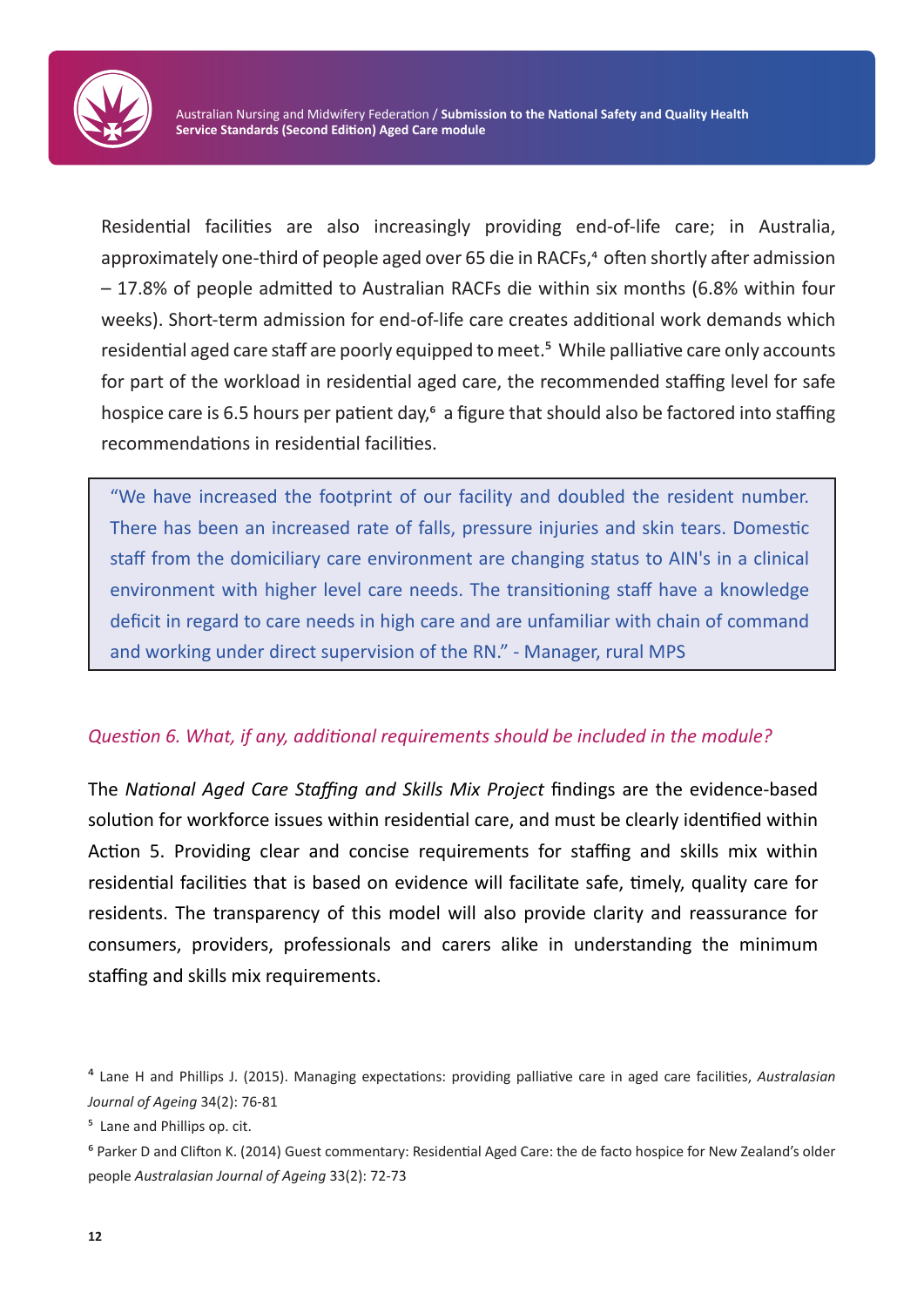Residential facilities are also increasingly providing end-of-life care; in Australia, approximately one-third of people aged over 65 die in RACFs,[4] often shortly after admission – 17.8% of people admitted to Australian RACFs die within six months (6.8% within four weeks). Short-term admission for end-of-life care creates additional work demands which residential aged care staff are poorly equipped to meet.[5] While palliative care only accounts for part of the workload in residential aged care, the recommended staffing level for safe hospice care is 6.5 hours per patient day,[6] a figure that should also be factored into staffing recommendations in residential facilities.

> "We have increased the footprint of our facility and doubled the resident number. There has been an increased rate of falls, pressure injuries and skin tears. Domestic staff from the domiciliary care environment are changing status to AIN's in a clinical environment with higher level care needs. The transitioning staff have a knowledge deficit in regard to care needs in high care and are unfamiliar with chain of command and working under direct supervision of the RN." - Manager, rural MPS

### *Question 6. What, if any, additional requirements should be included in the module?*

The *National Aged Care Staffing and Skills Mix Project* findings are the evidence-based solution for workforce issues within residential care, and must be clearly identified within Action 5. Providing clear and concise requirements for staffing and skills mix within residential facilities that is based on evidence will facilitate safe, timely, quality care for residents. The transparency of this model will also provide clarity and reassurance for consumers, providers, professionals and carers alike in understanding the minimum staffing and skills mix requirements.

---

[4] Lane H and Phillips J. (2015). Managing expectations: providing palliative care in aged care facilities, *Australasian Journal of Ageing* 34(2): 76-81

[5] Lane and Phillips op. cit.

[6] Parker D and Clifton K. (2014) Guest commentary: Residential Aged Care: the de facto hospice for New Zealand's older people *Australasian Journal of Ageing* 33(2): 72-73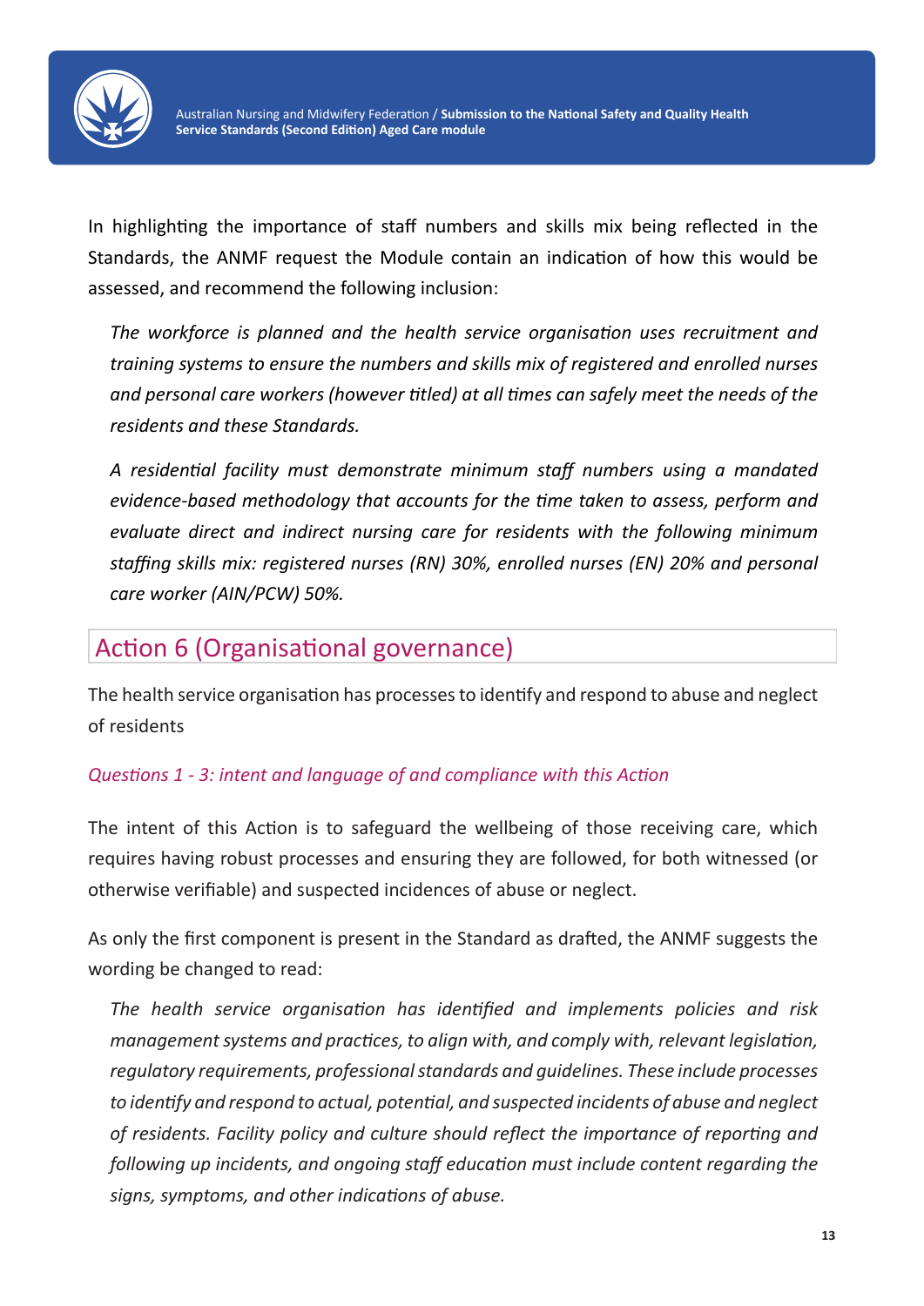In highlighting the importance of staff numbers and skills mix being reflected in the Standards, the ANMF request the Module contain an indication of how this would be assessed, and recommend the following inclusion:

> *The workforce is planned and the health service organisation uses recruitment and training systems to ensure the numbers and skills mix of registered and enrolled nurses and personal care workers (however titled) at all times can safely meet the needs of the residents and these Standards.*
>
> *A residential facility must demonstrate minimum staff numbers using a mandated evidence-based methodology that accounts for the time taken to assess, perform and evaluate direct and indirect nursing care for residents with the following minimum staffing skills mix: registered nurses (RN) 30%, enrolled nurses (EN) 20% and personal care worker (AIN/PCW) 50%.*

## Action 6 (Organisational governance)

The health service organisation has processes to identify and respond to abuse and neglect of residents

*Questions 1 - 3: intent and language of and compliance with this Action*

The intent of this Action is to safeguard the wellbeing of those receiving care, which requires having robust processes and ensuring they are followed, for both witnessed (or otherwise verifiable) and suspected incidences of abuse or neglect.

As only the first component is present in the Standard as drafted, the ANMF suggests the wording be changed to read:

> *The health service organisation has identified and implements policies and risk management systems and practices, to align with, and comply with, relevant legislation, regulatory requirements, professional standards and guidelines. These include processes to identify and respond to actual, potential, and suspected incidents of abuse and neglect of residents. Facility policy and culture should reflect the importance of reporting and following up incidents, and ongoing staff education must include content regarding the signs, symptoms, and other indications of abuse.*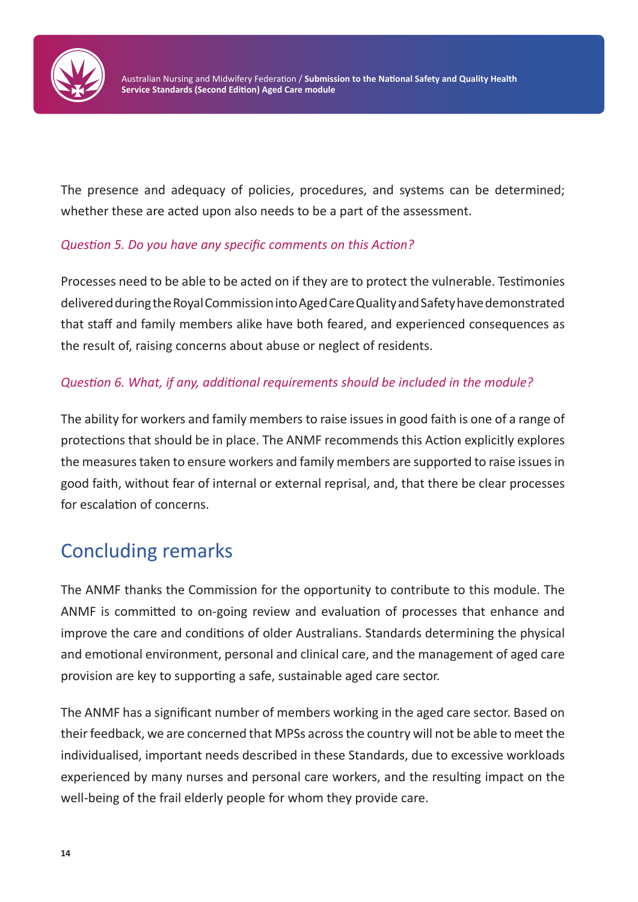The presence and adequacy of policies, procedures, and systems can be determined; whether these are acted upon also needs to be a part of the assessment.

*Question 5. Do you have any specific comments on this Action?*

Processes need to be able to be acted on if they are to protect the vulnerable. Testimonies delivered during the Royal Commission into Aged Care Quality and Safety have demonstrated that staff and family members alike have both feared, and experienced consequences as the result of, raising concerns about abuse or neglect of residents.

*Question 6. What, if any, additional requirements should be included in the module?*

The ability for workers and family members to raise issues in good faith is one of a range of protections that should be in place. The ANMF recommends this Action explicitly explores the measures taken to ensure workers and family members are supported to raise issues in good faith, without fear of internal or external reprisal, and, that there be clear processes for escalation of concerns.

## Concluding remarks

The ANMF thanks the Commission for the opportunity to contribute to this module. The ANMF is committed to on-going review and evaluation of processes that enhance and improve the care and conditions of older Australians. Standards determining the physical and emotional environment, personal and clinical care, and the management of aged care provision are key to supporting a safe, sustainable aged care sector.

The ANMF has a significant number of members working in the aged care sector. Based on their feedback, we are concerned that MPSs across the country will not be able to meet the individualised, important needs described in these Standards, due to excessive workloads experienced by many nurses and personal care workers, and the resulting impact on the well-being of the frail elderly people for whom they provide care.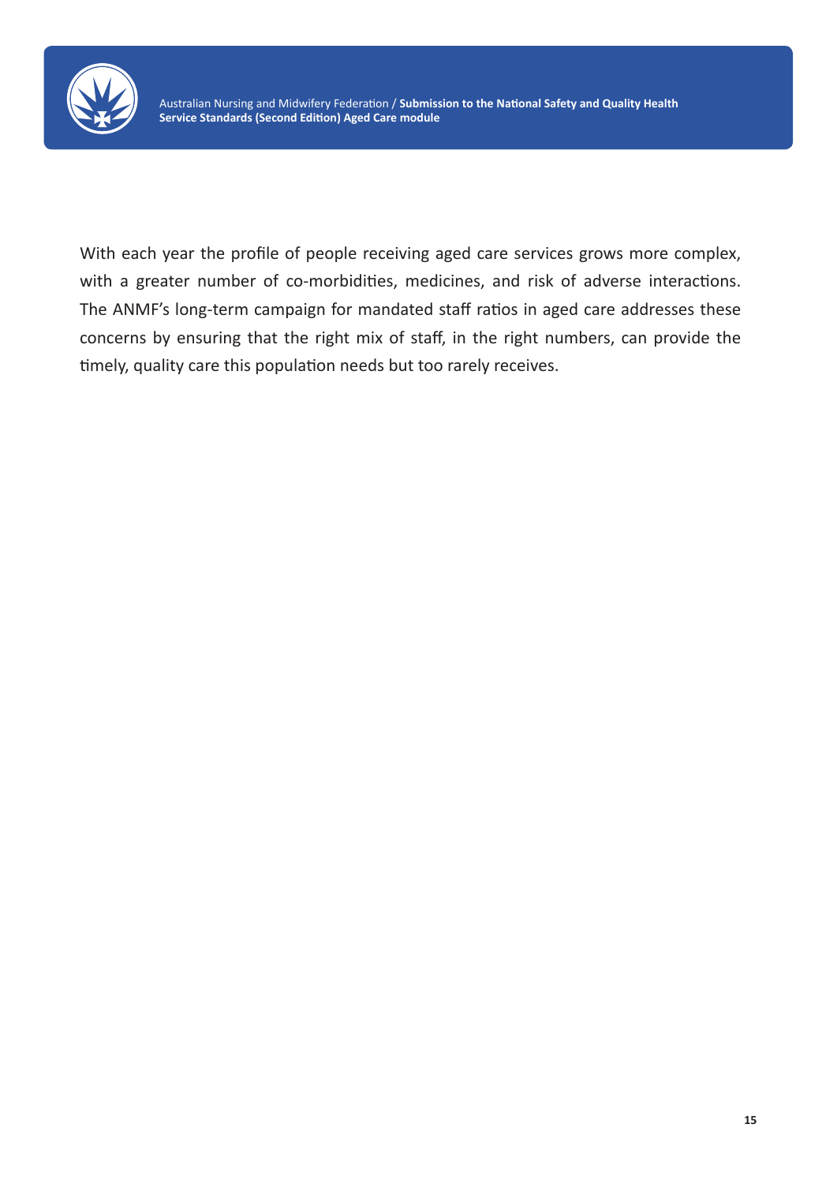With each year the profile of people receiving aged care services grows more complex, with a greater number of co-morbidities, medicines, and risk of adverse interactions. The ANMF's long-term campaign for mandated staff ratios in aged care addresses these concerns by ensuring that the right mix of staff, in the right numbers, can provide the timely, quality care this population needs but too rarely receives.